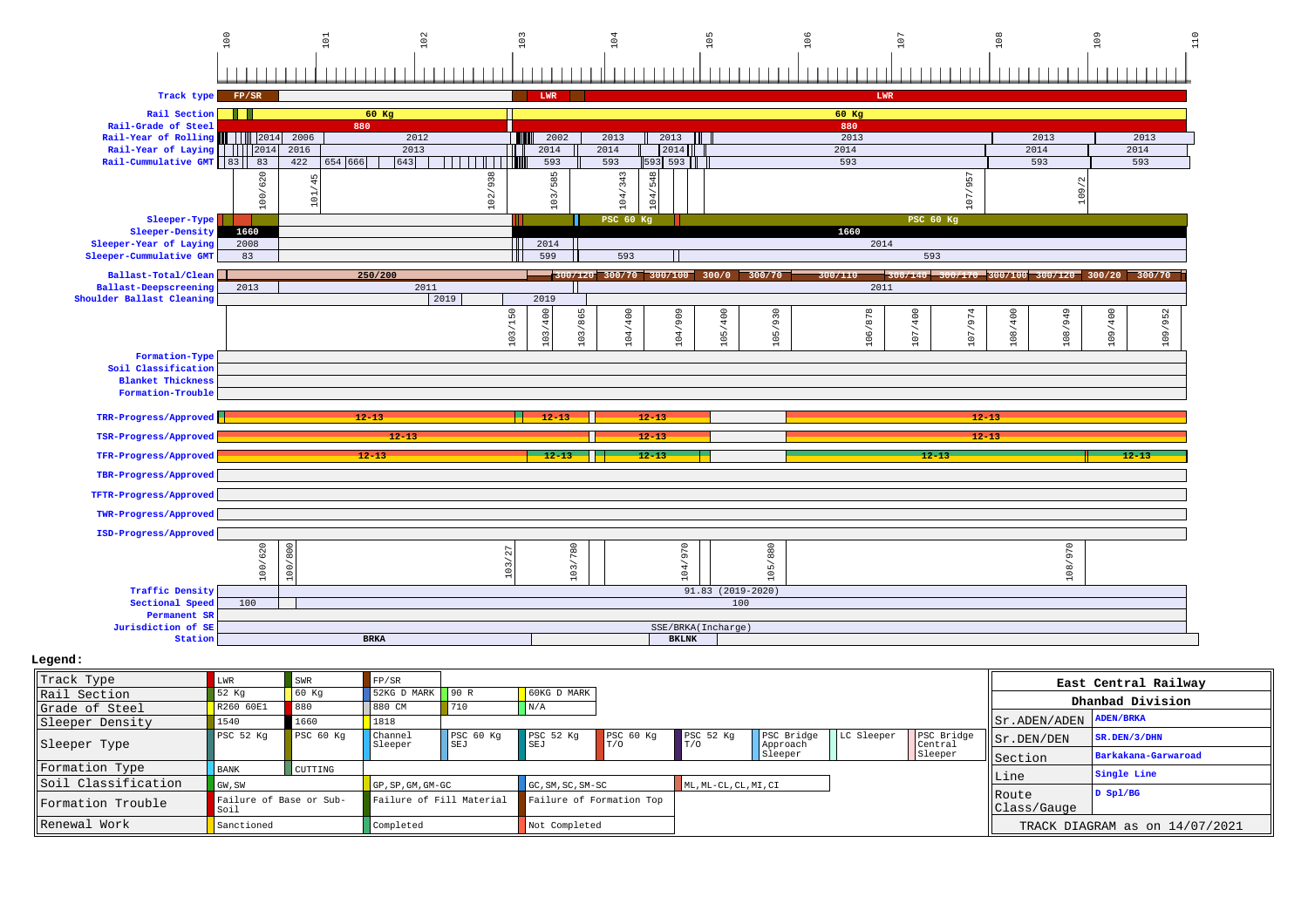Track diagram (km 100 – 110)

| Parameter | Values |
| --- | --- |
| Track type | FP/SR; LWR; LWR |
| Rail Section | 60 Kg; 60 Kg |
| Rail-Grade of Steel | 880; 880 |
| Rail-Year of Rolling | 2014, 2006, 2012, 2002, 2013, 2013, 2013, 2013, 2013 |
| Rail-Year of Laying | 2014, 2016, 2013, 2014, 2014, 2014, 2014, 2014, 2014 |
| Rail-Cummulative GMT | 83, 83, 422, 654, 666, 643, 593, 593, 593, 593, 593, 593, 593 |
| Chainage marks | 100/620, 101/45, 102/938, 103/585, 104/343, 104/548, 107/957, 109/2 |
| Sleeper-Type | PSC 60 Kg; PSC 60 Kg |
| Sleeper-Density | 1660; 1660 |
| Sleeper-Year of Laying | 2008; 2014; 2014 |
| Sleeper-Cummulative GMT | 83; 599; 593; 593 |
| Ballast-Total/Clean | 250/200; 300/120; 300/70; 300/100; 300/0; 300/70; 300/110; 300/140; 300/170; 300/100; 300/120; 300/20; 300/70 |
| Ballast-Deepscreening | 2013; 2011; 2011 |
| Shoulder Ballast Cleaning | 2019; 2019 |
| Chainage marks | 103/150, 103/400, 103/865, 104/400, 104/909, 105/400, 105/930, 106/878, 107/400, 107/974, 108/400, 108/949, 109/400, 109/952 |
| Formation-Type | |
| Soil Classification | |
| Blanket Thickness | |
| Formation-Trouble | |
| TRR-Progress/Approved | 12-13; 12-13; 12-13; 12-13 |
| TSR-Progress/Approved | 12-13; 12-13; 12-13 |
| TFR-Progress/Approved | 12-13; 12-13; 12-13; 12-13; 12-13 |
| TBR-Progress/Approved | |
| TFTR-Progress/Approved | |
| TWR-Progress/Approved | |
| ISD-Progress/Approved | |
| Chainage marks | 100/620, 100/800, 103/27, 103/780, 104/970, 105/880, 108/970 |
| Traffic Density | 91.83 (2019-2020) |
| Sectional Speed | 100; 100 |
| Permanent SR | |
| Jurisdiction of SE | SSE/BRKA(Incharge) |
| Station | BRKA; BKLNK |

**Legend:**

| Item | | | | | | | | | | |
| --- | --- | --- | --- | --- | --- | --- | --- | --- | --- | --- |
| Track Type | LWR | SWR | FP/SR | | | | | | | |
| Rail Section | 52 Kg | 60 Kg | 52KG D MARK | 90 R | 60KG D MARK | | | | | |
| Grade of Steel | R260 60E1 | 880 | 880 CM | 710 | N/A | | | | | |
| Sleeper Density | 1540 | 1660 | 1818 | | | | | | | |
| Sleeper Type | PSC 52 Kg | PSC 60 Kg | Channel Sleeper | PSC 60 Kg SEJ | PSC 52 Kg SEJ | PSC 60 Kg T/O | PSC 52 Kg T/O | PSC Bridge Approach Sleeper | LC Sleeper | PSC Bridge Central Sleeper |
| Formation Type | BANK | CUTTING | | | | | | | | |
| Soil Classification | GW, SW | GP, SP, GM, GM-GC | GC, SM, SC, SM-SC | ML, ML-CL, CL, MI, CI | | | | | | |
| Formation Trouble | Failure of Base or Sub-Soil | Failure of Fill Material | Failure of Formation Top | | | | | | | |
| Renewal Work | Sanctioned | Completed | Not Completed | | | | | | | |

| East Central Railway | |
| --- | --- |
| Dhanbad Division | |
| Sr.ADEN/ADEN | ADEN/BRKA |
| Sr.DEN/DEN | SR.DEN/3/DHN |
| Section | Barkakana-Garwaroad |
| Line | Single Line |
| Route Class/Gauge | D Spl/BG |
| TRACK DIAGRAM as on 14/07/2021 | |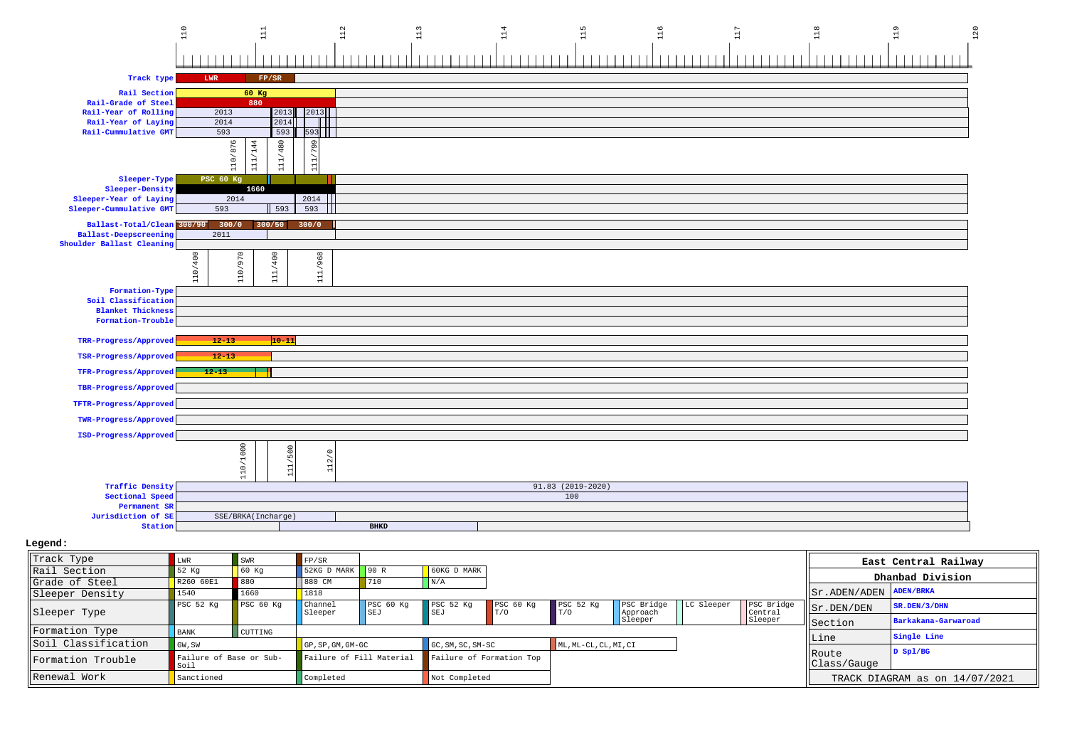110 111 112 113 114 115 116 117 118 119 120

Track type: LWR | FP/SR

Rail Section: 60 Kg

Rail-Grade of Steel: 880

Rail-Year of Rolling: 2013 | 2013 | 2013

Rail-Year of Laying: 2014 | 2014

Rail-Cummulative GMT: 593 | 593 | 593

110/876 111/144 111/480 111/799

Sleeper-Type: PSC 60 Kg

Sleeper-Density: 1660

Sleeper-Year of Laying: 2014 | 2014

Sleeper-Cummulative GMT: 593 | 593 | 593

Ballast-Total/Clean: 300/90 | 300/0 | 300/50 | 300/0

Ballast-Deepscreening: 2011

Shoulder Ballast Cleaning

110/400 110/970 111/400 111/968

Formation-Type

Soil Classification

Blanket Thickness

Formation-Trouble

TRR-Progress/Approved: 12-13 | 10-11

TSR-Progress/Approved: 12-13

TFR-Progress/Approved: 12-13

TBR-Progress/Approved

TFTR-Progress/Approved

TWR-Progress/Approved

ISD-Progress/Approved

110/1000 111/500 112/0

Traffic Density: 91.83 (2019-2020)

Sectional Speed: 100

Permanent SR

Jurisdiction of SE: SSE/BRKA(Incharge)

Station: BHKD

**Legend:**

| | | | | | | | | | | |
|---|---|---|---|---|---|---|---|---|---|---|
| Track Type | LWR | SWR | FP/SR | | | | | | | |
| Rail Section | 52 Kg | 60 Kg | 52KG D MARK | 90 R | 60KG D MARK | | | | | |
| Grade of Steel | R260 60E1 | 880 | 880 CM | 710 | N/A | | | | | |
| Sleeper Density | 1540 | 1660 | 1818 | | | | | | | |
| Sleeper Type | PSC 52 Kg | PSC 60 Kg | Channel Sleeper | PSC 60 Kg SEJ | PSC 52 Kg SEJ | PSC 60 Kg T/O | PSC 52 Kg T/O | PSC Bridge Approach Sleeper | LC Sleeper | PSC Bridge Central Sleeper |
| Formation Type | BANK | CUTTING | | | | | | | | |
| Soil Classification | GW, SW | | GP, SP, GM, GM-GC | | GC, SM, SC, SM-SC | | ML, ML-CL, CL, MI, CI | | | |
| Formation Trouble | Failure of Base or Sub-Soil | | Failure of Fill Material | | Failure of Formation Top | | | | | |
| Renewal Work | Sanctioned | | Completed | | Not Completed | | | | | |

| East Central Railway | |
|---|---|
| Dhanbad Division | |
| Sr.ADEN/ADEN | ADEN/BRKA |
| Sr.DEN/DEN | SR.DEN/3/DHN |
| Section | Barkakana-Garwaroad |
| Line | Single Line |
| Route Class/Gauge | D Spl/BG |
| TRACK DIAGRAM as on 14/07/2021 | |